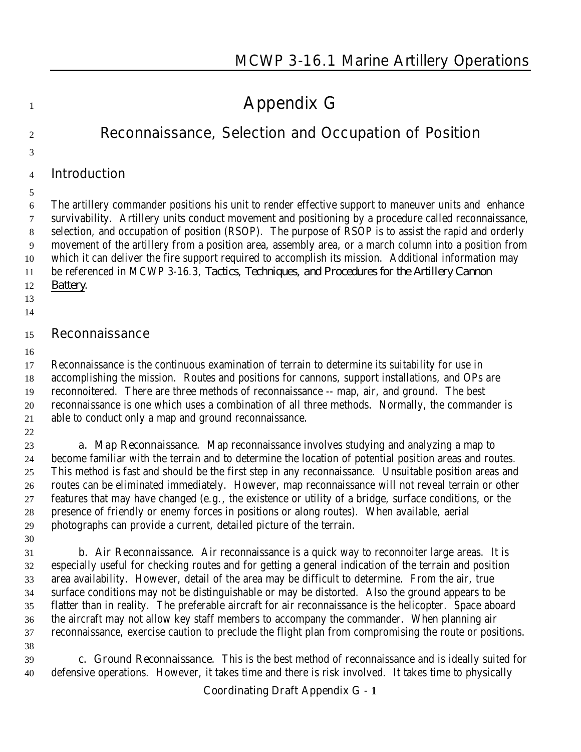# Appendix G

## Reconnaissance, Selection and Occupation of Position

### Introduction

The artillery commander positions his unit to render effective support to maneuver units and enhance survivability. Artillery units conduct movement and positioning by a procedure called reconnaissance, selection, and occupation of position (RSOP). The purpose of RSOP is to assist the rapid and orderly movement of the artillery from a position area, assembly area, or a march column into a position from which it can deliver the fire support required to accomplish its mission. Additional information may be referenced in MCWP 3-16.3, *Tactics, Techniques, and Procedures for the Artillery Cannon Battery*.

### Reconnaissance

Reconnaissance is the continuous examination of terrain to determine its suitability for use in accomplishing the mission. Routes and positions for cannons, support installations, and OPs are reconnoitered. There are three methods of reconnaissance -- map, air, and ground. The best reconnaissance is one which uses a combination of all three methods. Normally, the commander is able to conduct only a map and ground reconnaissance.

a. Map Reconnaissance. Map reconnaissance involves studying and analyzing a map to become familiar with the terrain and to determine the location of potential position areas and routes. This method is fast and should be the first step in any reconnaissance. Unsuitable position areas and routes can be eliminated immediately. However, map reconnaissance will not reveal terrain or other features that may have changed (e.g., the existence or utility of a bridge, surface conditions, or the presence of friendly or enemy forces in positions or along routes). When available, aerial photographs can provide a current, detailed picture of the terrain.

b. Air Reconnaissance. Air reconnaissance is a quick way to reconnoiter large areas. It is especially useful for checking routes and for getting a general indication of the terrain and position area availability. However, detail of the area may be difficult to determine. From the air, true surface conditions may not be distinguishable or may be distorted. Also the ground appears to be flatter than in reality. The preferable aircraft for air reconnaissance is the helicopter. Space aboard the aircraft may not allow key staff members to accompany the commander. When planning air reconnaissance, exercise caution to preclude the flight plan from compromising the route or positions.

c. Ground Reconnaissance. This is the best method of reconnaissance and is ideally suited for defensive operations. However, it takes time and there is risk involved. It takes time to physically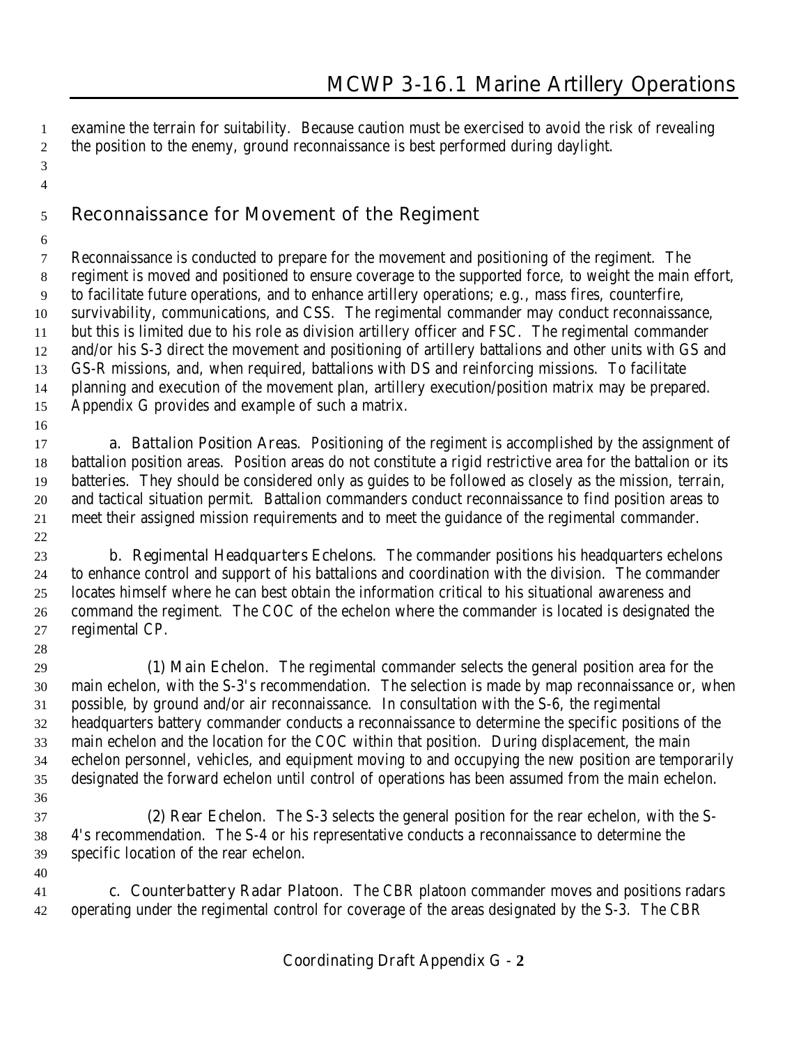examine the terrain for suitability. Because caution must be exercised to avoid the risk of revealing the position to the enemy, ground reconnaissance is best performed during daylight.

## Reconnaissance for Movement of the Regiment

Reconnaissance is conducted to prepare for the movement and positioning of the regiment. The regiment is moved and positioned to ensure coverage to the supported force, to weight the main effort, to facilitate future operations, and to enhance artillery operations; e.g., mass fires, counterfire, survivability, communications, and CSS. The regimental commander may conduct reconnaissance, but this is limited due to his role as division artillery officer and FSC. The regimental commander and/or his S-3 direct the movement and positioning of artillery battalions and other units with GS and GS-R missions, and, when required, battalions with DS and reinforcing missions. To facilitate planning and execution of the movement plan, artillery execution/position matrix may be prepared. Appendix G provides and example of such a matrix.

**a. Battalion Position Areas.** Positioning of the regiment is accomplished by the assignment of battalion position areas. Position areas do not constitute a rigid restrictive area for the battalion or its batteries. They should be considered only as guides to be followed as closely as the mission, terrain, and tactical situation permit. Battalion commanders conduct reconnaissance to find position areas to meet their assigned mission requirements and to meet the guidance of the regimental commander.

**b. Regimental Headquarters Echelons.** The commander positions his headquarters echelons to enhance control and support of his battalions and coordination with the division. The commander locates himself where he can best obtain the information critical to his situational awareness and command the regiment. The COC of the echelon where the commander is located is designated the regimental CP.

**(1) Main Echelon.** The regimental commander selects the general position area for the main echelon, with the S-3's recommendation. The selection is made by map reconnaissance or, when possible, by ground and/or air reconnaissance. In consultation with the S-6, the regimental headquarters battery commander conducts a reconnaissance to determine the specific positions of the main echelon and the location for the COC within that position. During displacement, the main echelon personnel, vehicles, and equipment moving to and occupying the new position are temporarily designated the forward echelon until control of operations has been assumed from the main echelon.

**(2) Rear Echelon.** The S-3 selects the general position for the rear echelon, with the S-4's recommendation. The S-4 or his representative conducts a reconnaissance to determine the specific location of the rear echelon.

**c. Counterbattery Radar Platoon.** The CBR platoon commander moves and positions radars operating under the regimental control for coverage of the areas designated by the S-3. The CBR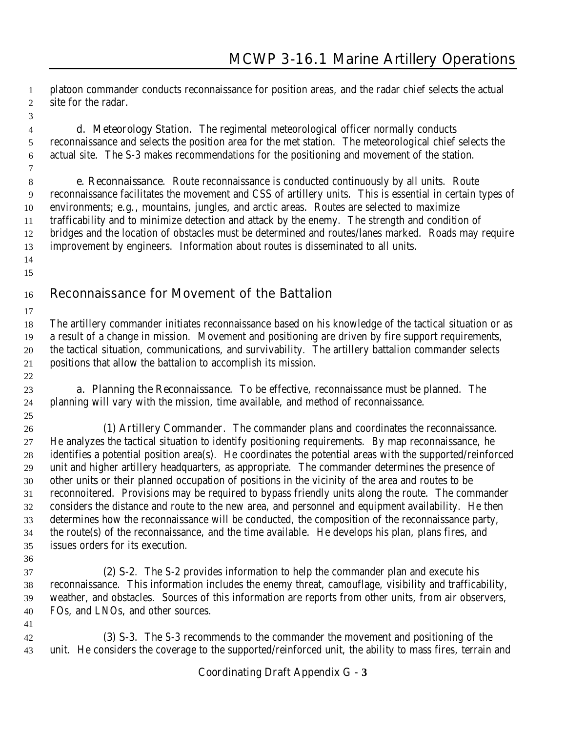platoon commander conducts reconnaissance for position areas, and the radar chief selects the actual site for the radar.

d. Meteorology Station. The regimental meteorological officer normally conducts reconnaissance and selects the position area for the met station. The meteorological chief selects the actual site. The S-3 makes recommendations for the positioning and movement of the station.

e. Reconnaissance. Route reconnaissance is conducted continuously by all units. Route reconnaissance facilitates the movement and CSS of artillery units. This is essential in certain types of environments; e.g., mountains, jungles, and arctic areas. Routes are selected to maximize trafficability and to minimize detection and attack by the enemy. The strength and condition of bridges and the location of obstacles must be determined and routes/lanes marked. Roads may require improvement by engineers. Information about routes is disseminated to all units.

## Reconnaissance for Movement of the Battalion

The artillery commander initiates reconnaissance based on his knowledge of the tactical situation or as a result of a change in mission. Movement and positioning are driven by fire support requirements, the tactical situation, communications, and survivability. The artillery battalion commander selects positions that allow the battalion to accomplish its mission.

a. Planning the Reconnaissance. To be effective, reconnaissance must be planned. The planning will vary with the mission, time available, and method of reconnaissance.

(1) Artillery Commander. The commander plans and coordinates the reconnaissance. He analyzes the tactical situation to identify positioning requirements. By map reconnaissance, he identifies a potential position area(s). He coordinates the potential areas with the supported/reinforced unit and higher artillery headquarters, as appropriate. The commander determines the presence of other units or their planned occupation of positions in the vicinity of the area and routes to be reconnoitered. Provisions may be required to bypass friendly units along the route. The commander considers the distance and route to the new area, and personnel and equipment availability. He then determines how the reconnaissance will be conducted, the composition of the reconnaissance party, the route(s) of the reconnaissance, and the time available. He develops his plan, plans fires, and issues orders for its execution.

(2) S-2. The S-2 provides information to help the commander plan and execute his reconnaissance. This information includes the enemy threat, camouflage, visibility and trafficability, weather, and obstacles. Sources of this information are reports from other units, from air observers, FOs, and LNOs, and other sources.

(3) S-3. The S-3 recommends to the commander the movement and positioning of the unit. He considers the coverage to the supported/reinforced unit, the ability to mass fires, terrain and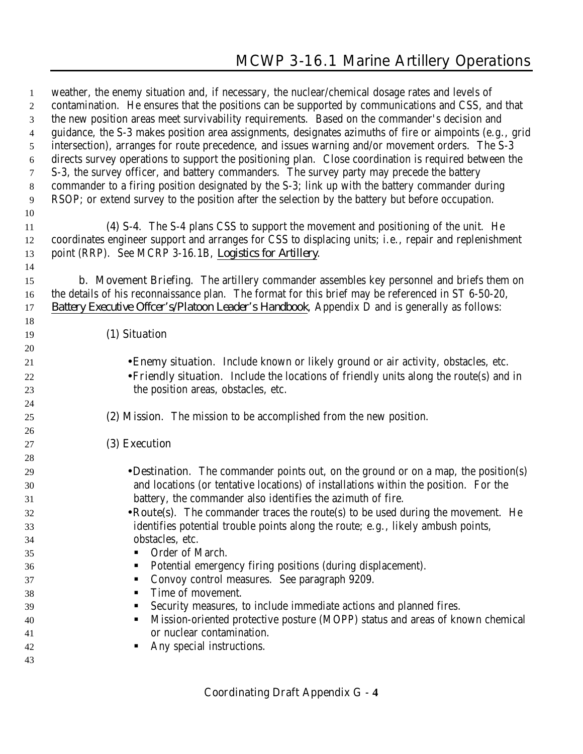weather, the enemy situation and, if necessary, the nuclear/chemical dosage rates and levels of contamination. He ensures that the positions can be supported by communications and CSS, and that the new position areas meet survivability requirements. Based on the commander's decision and guidance, the S-3 makes position area assignments, designates azimuths of fire or aimpoints (e.g., grid intersection), arranges for route precedence, and issues warning and/or movement orders. The S-3 directs survey operations to support the positioning plan. Close coordination is required between the S-3, the survey officer, and battery commanders. The survey party may precede the battery commander to a firing position designated by the S-3; link up with the battery commander during RSOP; or extend survey to the position after the selection by the battery but before occupation.

(4) S-4. The S-4 plans CSS to support the movement and positioning of the unit. He coordinates engineer support and arranges for CSS to displacing units; i.e., repair and replenishment point (RRP). See MCRP 3-16.1B, *Logistics for Artillery*.

b. Movement Briefing. The artillery commander assembles key personnel and briefs them on the details of his reconnaissance plan. The format for this brief may be referenced in ST 6-50-20, *Battery Executive Offcer's/Platoon Leader's Handbook*, Appendix D and is generally as follows:

(1) Situation

- Enemy situation. Include known or likely ground or air activity, obstacles, etc.
- Friendly situation. Include the locations of friendly units along the route(s) and in the position areas, obstacles, etc.

(2) Mission. The mission to be accomplished from the new position.

(3) Execution

- Destination. The commander points out, on the ground or on a map, the position(s) and locations (or tentative locations) of installations within the position. For the battery, the commander also identifies the azimuth of fire.
- Route(s). The commander traces the route(s) to be used during the movement. He identifies potential trouble points along the route; e.g., likely ambush points, obstacles, etc.
  - Order of March.
  - Potential emergency firing positions (during displacement).
  - Convoy control measures. See paragraph 9209.
  - Time of movement.
  - Security measures, to include immediate actions and planned fires.
  - Mission-oriented protective posture (MOPP) status and areas of known chemical or nuclear contamination.
  - Any special instructions.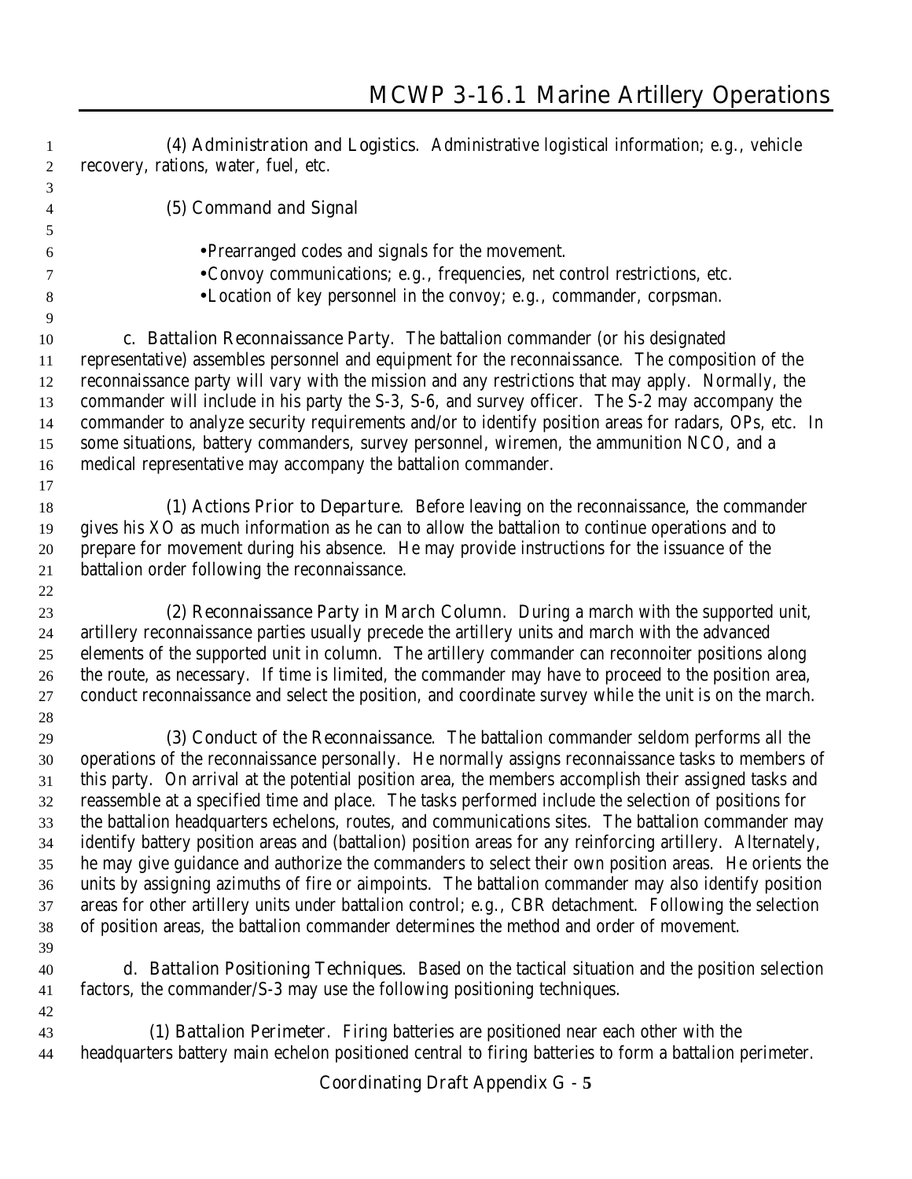(4) Administration and Logistics. Administrative logistical information; e.g., vehicle recovery, rations, water, fuel, etc.

(5) Command and Signal

- Prearranged codes and signals for the movement.
- Convoy communications; e.g., frequencies, net control restrictions, etc.
- Location of key personnel in the convoy; e.g., commander, corpsman.

c. Battalion Reconnaissance Party. The battalion commander (or his designated representative) assembles personnel and equipment for the reconnaissance. The composition of the reconnaissance party will vary with the mission and any restrictions that may apply. Normally, the commander will include in his party the S-3, S-6, and survey officer. The S-2 may accompany the commander to analyze security requirements and/or to identify position areas for radars, OPs, etc. In some situations, battery commanders, survey personnel, wiremen, the ammunition NCO, and a medical representative may accompany the battalion commander.

(1) Actions Prior to Departure. Before leaving on the reconnaissance, the commander gives his XO as much information as he can to allow the battalion to continue operations and to prepare for movement during his absence. He may provide instructions for the issuance of the battalion order following the reconnaissance.

(2) Reconnaissance Party in March Column. During a march with the supported unit, artillery reconnaissance parties usually precede the artillery units and march with the advanced elements of the supported unit in column. The artillery commander can reconnoiter positions along the route, as necessary. If time is limited, the commander may have to proceed to the position area, conduct reconnaissance and select the position, and coordinate survey while the unit is on the march.

(3) Conduct of the Reconnaissance. The battalion commander seldom performs all the operations of the reconnaissance personally. He normally assigns reconnaissance tasks to members of this party. On arrival at the potential position area, the members accomplish their assigned tasks and reassemble at a specified time and place. The tasks performed include the selection of positions for the battalion headquarters echelons, routes, and communications sites. The battalion commander may identify battery position areas and (battalion) position areas for any reinforcing artillery. Alternately, he may give guidance and authorize the commanders to select their own position areas. He orients the units by assigning azimuths of fire or aimpoints. The battalion commander may also identify position areas for other artillery units under battalion control; e.g., CBR detachment. Following the selection of position areas, the battalion commander determines the method and order of movement.

d. Battalion Positioning Techniques. Based on the tactical situation and the position selection factors, the commander/S-3 may use the following positioning techniques.

(1) Battalion Perimeter. Firing batteries are positioned near each other with the headquarters battery main echelon positioned central to firing batteries to form a battalion perimeter.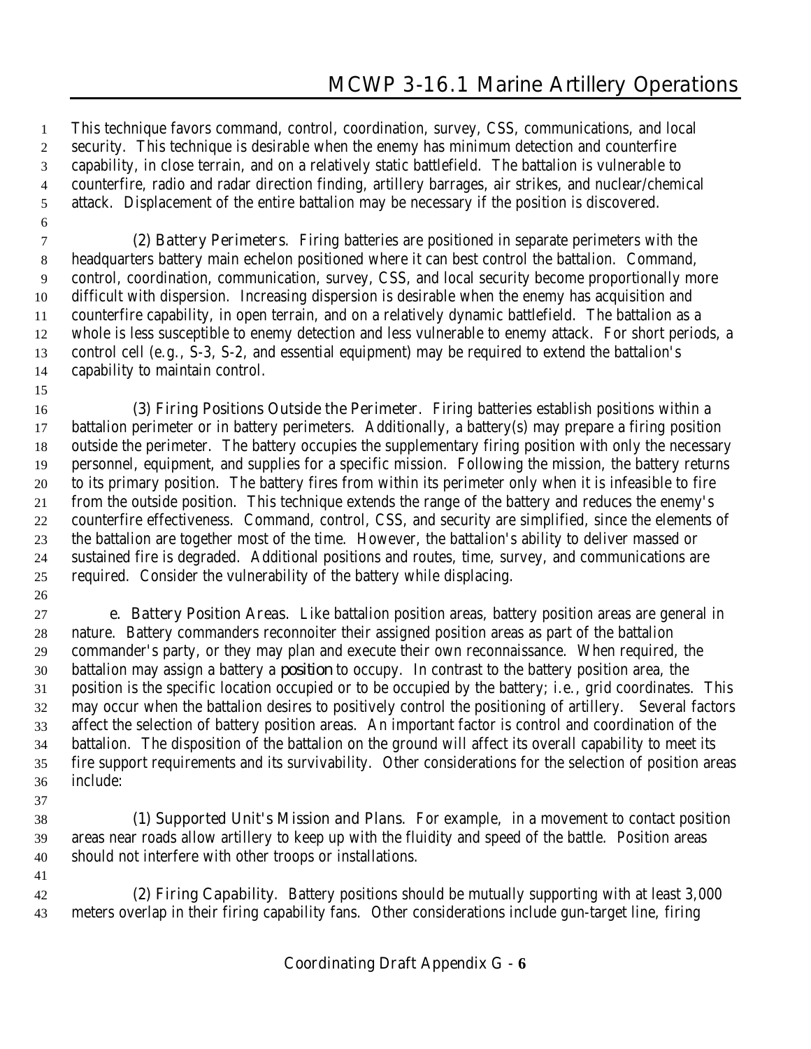This technique favors command, control, coordination, survey, CSS, communications, and local security. This technique is desirable when the enemy has minimum detection and counterfire capability, in close terrain, and on a relatively static battlefield. The battalion is vulnerable to counterfire, radio and radar direction finding, artillery barrages, air strikes, and nuclear/chemical attack. Displacement of the entire battalion may be necessary if the position is discovered.

(2) Battery Perimeters. Firing batteries are positioned in separate perimeters with the headquarters battery main echelon positioned where it can best control the battalion. Command, control, coordination, communication, survey, CSS, and local security become proportionally more difficult with dispersion. Increasing dispersion is desirable when the enemy has acquisition and counterfire capability, in open terrain, and on a relatively dynamic battlefield. The battalion as a whole is less susceptible to enemy detection and less vulnerable to enemy attack. For short periods, a control cell (e.g., S-3, S-2, and essential equipment) may be required to extend the battalion's capability to maintain control.

(3) Firing Positions Outside the Perimeter. Firing batteries establish positions within a battalion perimeter or in battery perimeters. Additionally, a battery(s) may prepare a firing position outside the perimeter. The battery occupies the supplementary firing position with only the necessary personnel, equipment, and supplies for a specific mission. Following the mission, the battery returns to its primary position. The battery fires from within its perimeter only when it is infeasible to fire from the outside position. This technique extends the range of the battery and reduces the enemy's counterfire effectiveness. Command, control, CSS, and security are simplified, since the elements of the battalion are together most of the time. However, the battalion's ability to deliver massed or sustained fire is degraded. Additional positions and routes, time, survey, and communications are required. Consider the vulnerability of the battery while displacing.

e. Battery Position Areas. Like battalion position areas, battery position areas are general in nature. Battery commanders reconnoiter their assigned position areas as part of the battalion commander's party, or they may plan and execute their own reconnaissance. When required, the battalion may assign a battery a *position* to occupy. In contrast to the battery position area, the position is the specific location occupied or to be occupied by the battery; i.e., grid coordinates. This may occur when the battalion desires to positively control the positioning of artillery. Several factors affect the selection of battery position areas. An important factor is control and coordination of the battalion. The disposition of the battalion on the ground will affect its overall capability to meet its fire support requirements and its survivability. Other considerations for the selection of position areas include:

(1) Supported Unit's Mission and Plans. For example, in a movement to contact position areas near roads allow artillery to keep up with the fluidity and speed of the battle. Position areas should not interfere with other troops or installations.

(2) Firing Capability. Battery positions should be mutually supporting with at least 3,000 meters overlap in their firing capability fans. Other considerations include gun-target line, firing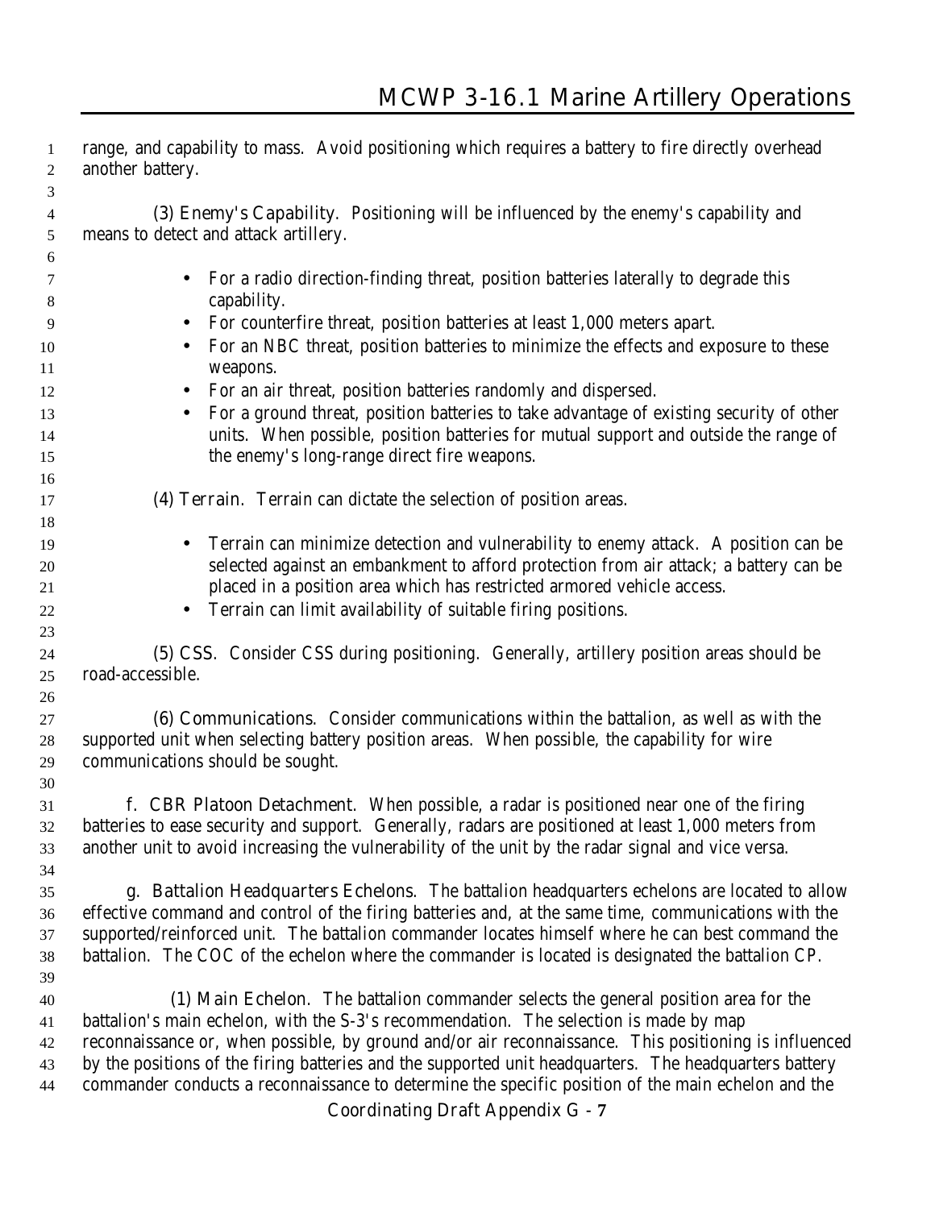range, and capability to mass. Avoid positioning which requires a battery to fire directly overhead another battery.

(3) Enemy's Capability. Positioning will be influenced by the enemy's capability and means to detect and attack artillery.

- For a radio direction-finding threat, position batteries laterally to degrade this capability.
- For counterfire threat, position batteries at least 1,000 meters apart.
- For an NBC threat, position batteries to minimize the effects and exposure to these weapons.
- For an air threat, position batteries randomly and dispersed.
- For a ground threat, position batteries to take advantage of existing security of other units. When possible, position batteries for mutual support and outside the range of the enemy's long-range direct fire weapons.

(4) Terrain. Terrain can dictate the selection of position areas.

- Terrain can minimize detection and vulnerability to enemy attack. A position can be selected against an embankment to afford protection from air attack; a battery can be placed in a position area which has restricted armored vehicle access.
- Terrain can limit availability of suitable firing positions.

(5) CSS. Consider CSS during positioning. Generally, artillery position areas should be road-accessible.

(6) Communications. Consider communications within the battalion, as well as with the supported unit when selecting battery position areas. When possible, the capability for wire communications should be sought.

f. CBR Platoon Detachment. When possible, a radar is positioned near one of the firing batteries to ease security and support. Generally, radars are positioned at least 1,000 meters from another unit to avoid increasing the vulnerability of the unit by the radar signal and vice versa.

g. Battalion Headquarters Echelons. The battalion headquarters echelons are located to allow effective command and control of the firing batteries and, at the same time, communications with the supported/reinforced unit. The battalion commander locates himself where he can best command the battalion. The COC of the echelon where the commander is located is designated the battalion CP.

(1) Main Echelon. The battalion commander selects the general position area for the battalion's main echelon, with the S-3's recommendation. The selection is made by map reconnaissance or, when possible, by ground and/or air reconnaissance. This positioning is influenced by the positions of the firing batteries and the supported unit headquarters. The headquarters battery commander conducts a reconnaissance to determine the specific position of the main echelon and the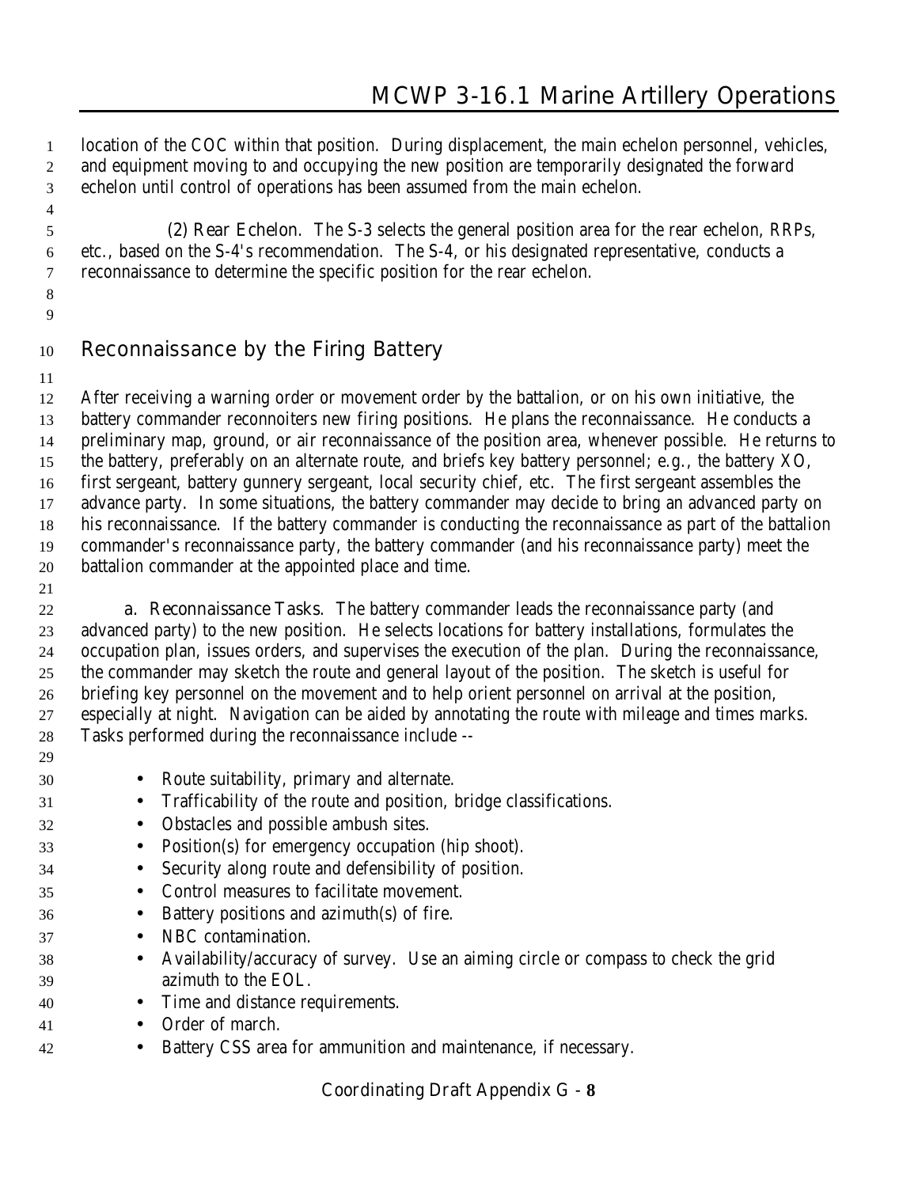location of the COC within that position. During displacement, the main echelon personnel, vehicles, and equipment moving to and occupying the new position are temporarily designated the forward echelon until control of operations has been assumed from the main echelon.

(2) Rear Echelon. The S-3 selects the general position area for the rear echelon, RRPs, etc., based on the S-4's recommendation. The S-4, or his designated representative, conducts a reconnaissance to determine the specific position for the rear echelon.

## Reconnaissance by the Firing Battery

After receiving a warning order or movement order by the battalion, or on his own initiative, the battery commander reconnoiters new firing positions. He plans the reconnaissance. He conducts a preliminary map, ground, or air reconnaissance of the position area, whenever possible. He returns to the battery, preferably on an alternate route, and briefs key battery personnel; e.g., the battery XO, first sergeant, battery gunnery sergeant, local security chief, etc. The first sergeant assembles the advance party. In some situations, the battery commander may decide to bring an advanced party on his reconnaissance. If the battery commander is conducting the reconnaissance as part of the battalion commander's reconnaissance party, the battery commander (and his reconnaissance party) meet the battalion commander at the appointed place and time.

a. Reconnaissance Tasks. The battery commander leads the reconnaissance party (and advanced party) to the new position. He selects locations for battery installations, formulates the occupation plan, issues orders, and supervises the execution of the plan. During the reconnaissance, the commander may sketch the route and general layout of the position. The sketch is useful for briefing key personnel on the movement and to help orient personnel on arrival at the position, especially at night. Navigation can be aided by annotating the route with mileage and times marks. Tasks performed during the reconnaissance include --

- Route suitability, primary and alternate.
- Trafficability of the route and position, bridge classifications.
- Obstacles and possible ambush sites.
- Position(s) for emergency occupation (hip shoot).
- Security along route and defensibility of position.
- Control measures to facilitate movement.
- Battery positions and azimuth(s) of fire.
- NBC contamination.
- Availability/accuracy of survey. Use an aiming circle or compass to check the grid azimuth to the EOL.
- Time and distance requirements.
- Order of march.
- Battery CSS area for ammunition and maintenance, if necessary.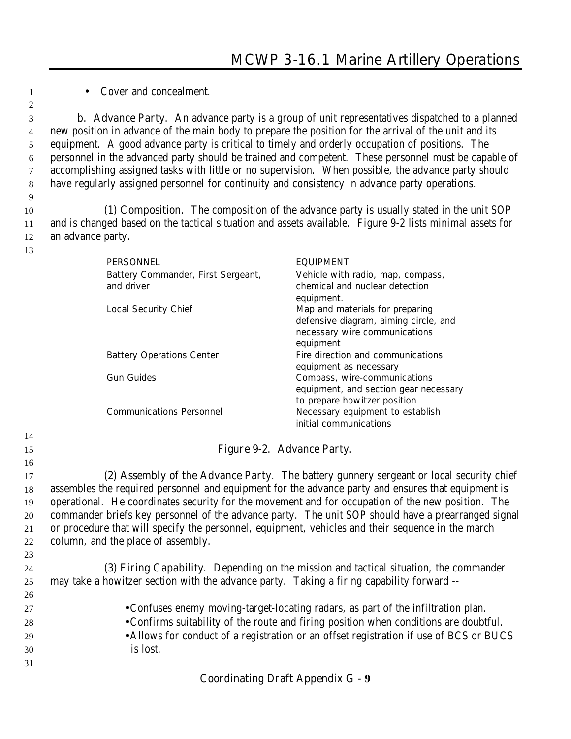- Cover and concealment.

b. Advance Party. An advance party is a group of unit representatives dispatched to a planned new position in advance of the main body to prepare the position for the arrival of the unit and its equipment. A good advance party is critical to timely and orderly occupation of positions. The personnel in the advanced party should be trained and competent. These personnel must be capable of accomplishing assigned tasks with little or no supervision. When possible, the advance party should have regularly assigned personnel for continuity and consistency in advance party operations.

(1) Composition. The composition of the advance party is usually stated in the unit SOP and is changed based on the tactical situation and assets available. Figure 9-2 lists minimal assets for an advance party.

| PERSONNEL | EQUIPMENT |
|---|---|
| Battery Commander, First Sergeant, and driver | Vehicle with radio, map, compass, chemical and nuclear detection equipment. |
| Local Security Chief | Map and materials for preparing defensive diagram, aiming circle, and necessary wire communications equipment |
| Battery Operations Center | Fire direction and communications equipment as necessary |
| Gun Guides | Compass, wire-communications equipment, and section gear necessary to prepare howitzer position |
| Communications Personnel | Necessary equipment to establish initial communications |

Figure 9-2. Advance Party.

(2) Assembly of the Advance Party. The battery gunnery sergeant or local security chief assembles the required personnel and equipment for the advance party and ensures that equipment is operational. He coordinates security for the movement and for occupation of the new position. The commander briefs key personnel of the advance party. The unit SOP should have a prearranged signal or procedure that will specify the personnel, equipment, vehicles and their sequence in the march column, and the place of assembly.

(3) Firing Capability. Depending on the mission and tactical situation, the commander may take a howitzer section with the advance party. Taking a firing capability forward --

- Confuses enemy moving-target-locating radars, as part of the infiltration plan.
- Confirms suitability of the route and firing position when conditions are doubtful.
- Allows for conduct of a registration or an offset registration if use of BCS or BUCS is lost.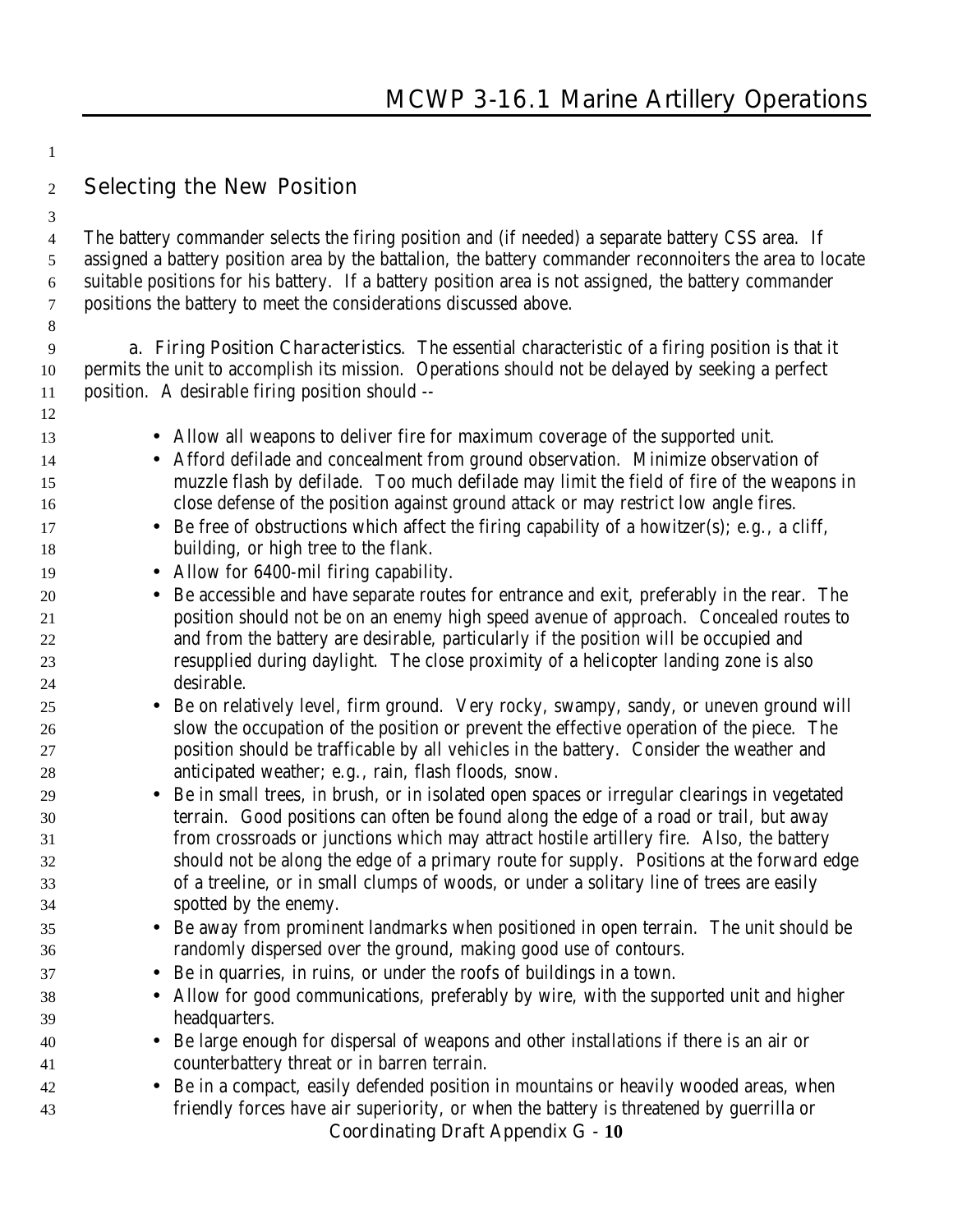## Selecting the New Position

The battery commander selects the firing position and (if needed) a separate battery CSS area. If assigned a battery position area by the battalion, the battery commander reconnoiters the area to locate suitable positions for his battery. If a battery position area is not assigned, the battery commander positions the battery to meet the considerations discussed above.

a. Firing Position Characteristics. The essential characteristic of a firing position is that it permits the unit to accomplish its mission. Operations should not be delayed by seeking a perfect position. A desirable firing position should --

- Allow all weapons to deliver fire for maximum coverage of the supported unit.
- Afford defilade and concealment from ground observation. Minimize observation of muzzle flash by defilade. Too much defilade may limit the field of fire of the weapons in close defense of the position against ground attack or may restrict low angle fires.
- Be free of obstructions which affect the firing capability of a howitzer(s); e.g., a cliff, building, or high tree to the flank.
- Allow for 6400-mil firing capability.
- Be accessible and have separate routes for entrance and exit, preferably in the rear. The position should not be on an enemy high speed avenue of approach. Concealed routes to and from the battery are desirable, particularly if the position will be occupied and resupplied during daylight. The close proximity of a helicopter landing zone is also desirable.
- Be on relatively level, firm ground. Very rocky, swampy, sandy, or uneven ground will slow the occupation of the position or prevent the effective operation of the piece. The position should be trafficable by all vehicles in the battery. Consider the weather and anticipated weather; e.g., rain, flash floods, snow.
- Be in small trees, in brush, or in isolated open spaces or irregular clearings in vegetated terrain. Good positions can often be found along the edge of a road or trail, but away from crossroads or junctions which may attract hostile artillery fire. Also, the battery should not be along the edge of a primary route for supply. Positions at the forward edge of a treeline, or in small clumps of woods, or under a solitary line of trees are easily spotted by the enemy.
- Be away from prominent landmarks when positioned in open terrain. The unit should be randomly dispersed over the ground, making good use of contours.
- Be in quarries, in ruins, or under the roofs of buildings in a town.
- Allow for good communications, preferably by wire, with the supported unit and higher headquarters.
- Be large enough for dispersal of weapons and other installations if there is an air or counterbattery threat or in barren terrain.
- Be in a compact, easily defended position in mountains or heavily wooded areas, when friendly forces have air superiority, or when the battery is threatened by guerrilla or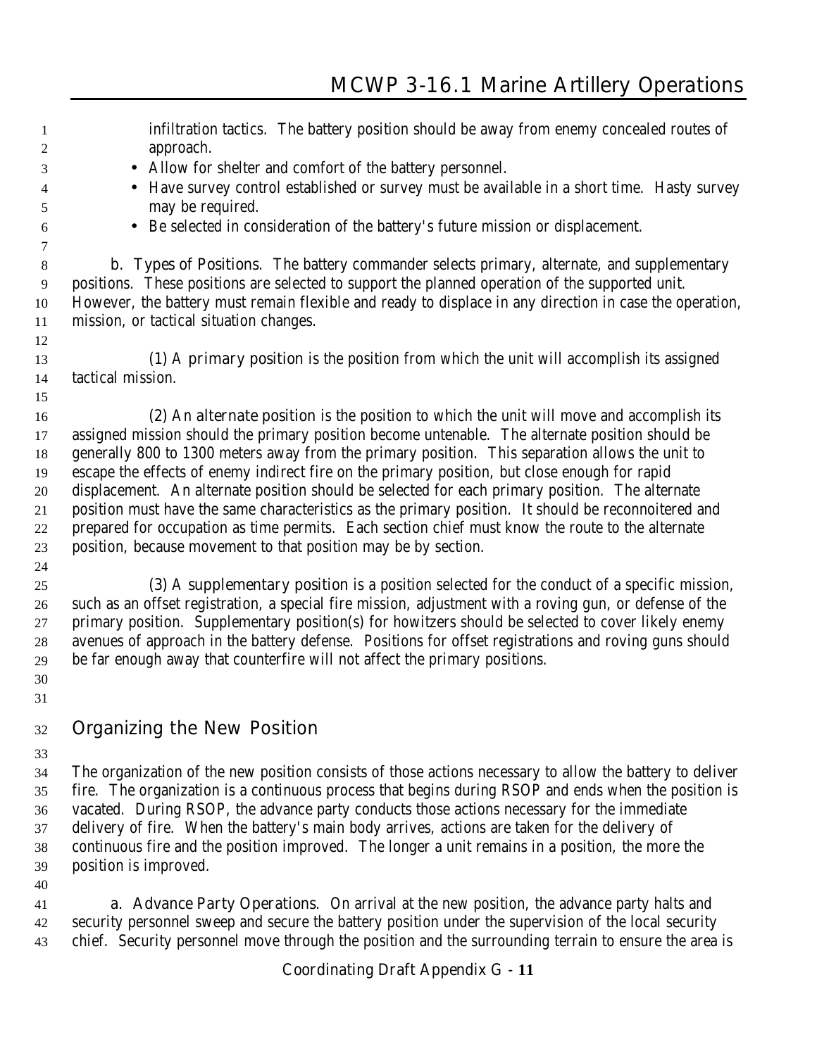infiltration tactics. The battery position should be away from enemy concealed routes of approach.

- Allow for shelter and comfort of the battery personnel.
- Have survey control established or survey must be available in a short time. Hasty survey may be required.
- Be selected in consideration of the battery's future mission or displacement.

**b. Types of Positions.** The battery commander selects primary, alternate, and supplementary positions. These positions are selected to support the planned operation of the supported unit. However, the battery must remain flexible and ready to displace in any direction in case the operation, mission, or tactical situation changes.

(1) A **primary position** is the position from which the unit will accomplish its assigned tactical mission.

(2) An **alternate position** is the position to which the unit will move and accomplish its assigned mission should the primary position become untenable. The alternate position should be generally 800 to 1300 meters away from the primary position. This separation allows the unit to escape the effects of enemy indirect fire on the primary position, but close enough for rapid displacement. An alternate position should be selected for each primary position. The alternate position must have the same characteristics as the primary position. It should be reconnoitered and prepared for occupation as time permits. Each section chief must know the route to the alternate position, because movement to that position may be by section.

(3) A **supplementary position** is a position selected for the conduct of a specific mission, such as an offset registration, a special fire mission, adjustment with a roving gun, or defense of the primary position. Supplementary position(s) for howitzers should be selected to cover likely enemy avenues of approach in the battery defense. Positions for offset registrations and roving guns should be far enough away that counterfire will not affect the primary positions.

## Organizing the New Position

The organization of the new position consists of those actions necessary to allow the battery to deliver fire. The organization is a continuous process that begins during RSOP and ends when the position is vacated. During RSOP, the advance party conducts those actions necessary for the immediate delivery of fire. When the battery's main body arrives, actions are taken for the delivery of continuous fire and the position improved. The longer a unit remains in a position, the more the position is improved.

**a. Advance Party Operations.** On arrival at the new position, the advance party halts and security personnel sweep and secure the battery position under the supervision of the local security chief. Security personnel move through the position and the surrounding terrain to ensure the area is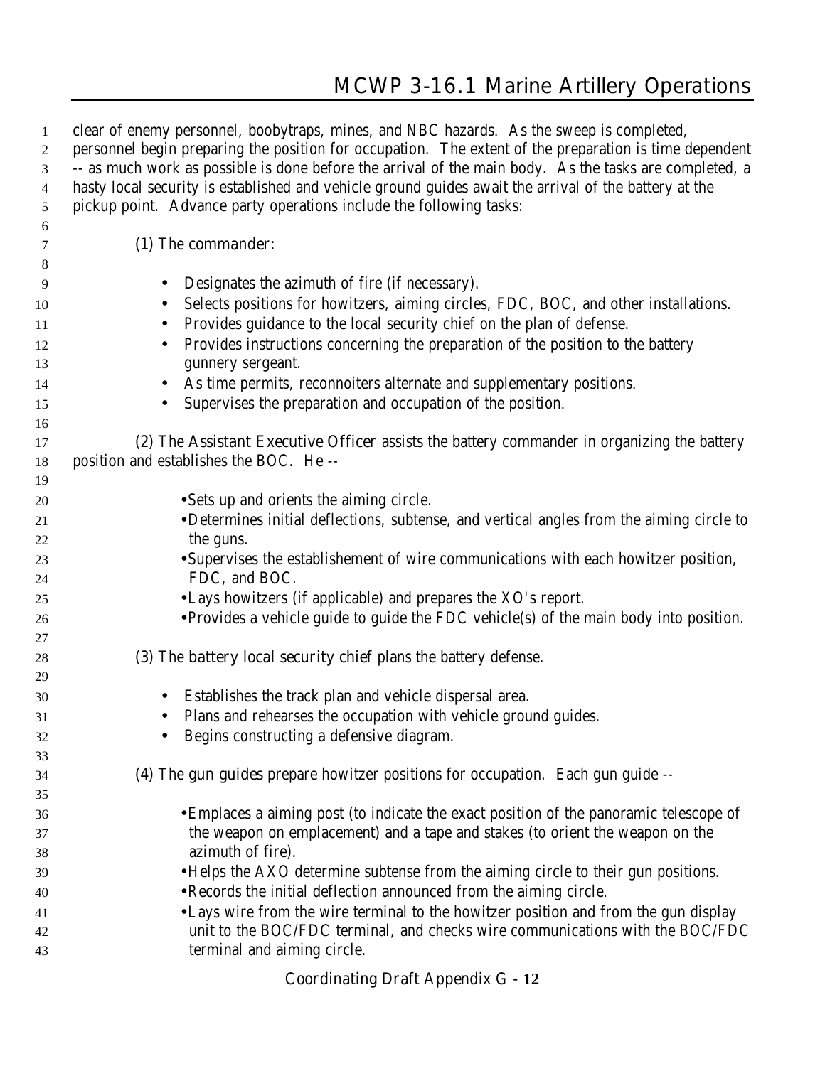clear of enemy personnel, boobytraps, mines, and NBC hazards. As the sweep is completed, personnel begin preparing the position for occupation. The extent of the preparation is time dependent -- as much work as possible is done before the arrival of the main body. As the tasks are completed, a hasty local security is established and vehicle ground guides await the arrival of the battery at the pickup point. Advance party operations include the following tasks:

(1) The commander:

- Designates the azimuth of fire (if necessary).
- Selects positions for howitzers, aiming circles, FDC, BOC, and other installations.
- Provides guidance to the local security chief on the plan of defense.
- Provides instructions concerning the preparation of the position to the battery gunnery sergeant.
- As time permits, reconnoiters alternate and supplementary positions.
- Supervises the preparation and occupation of the position.

(2) The Assistant Executive Officer assists the battery commander in organizing the battery position and establishes the BOC. He --

- Sets up and orients the aiming circle.
- Determines initial deflections, subtense, and vertical angles from the aiming circle to the guns.
- Supervises the establishement of wire communications with each howitzer position, FDC, and BOC.
- Lays howitzers (if applicable) and prepares the XO's report.
- Provides a vehicle guide to guide the FDC vehicle(s) of the main body into position.

(3) The battery local security chief plans the battery defense.

- Establishes the track plan and vehicle dispersal area.
- Plans and rehearses the occupation with vehicle ground guides.
- Begins constructing a defensive diagram.

(4) The gun guides prepare howitzer positions for occupation. Each gun guide --

- Emplaces a aiming post (to indicate the exact position of the panoramic telescope of the weapon on emplacement) and a tape and stakes (to orient the weapon on the azimuth of fire).
- Helps the AXO determine subtense from the aiming circle to their gun positions.
- Records the initial deflection announced from the aiming circle.
- Lays wire from the wire terminal to the howitzer position and from the gun display unit to the BOC/FDC terminal, and checks wire communications with the BOC/FDC terminal and aiming circle.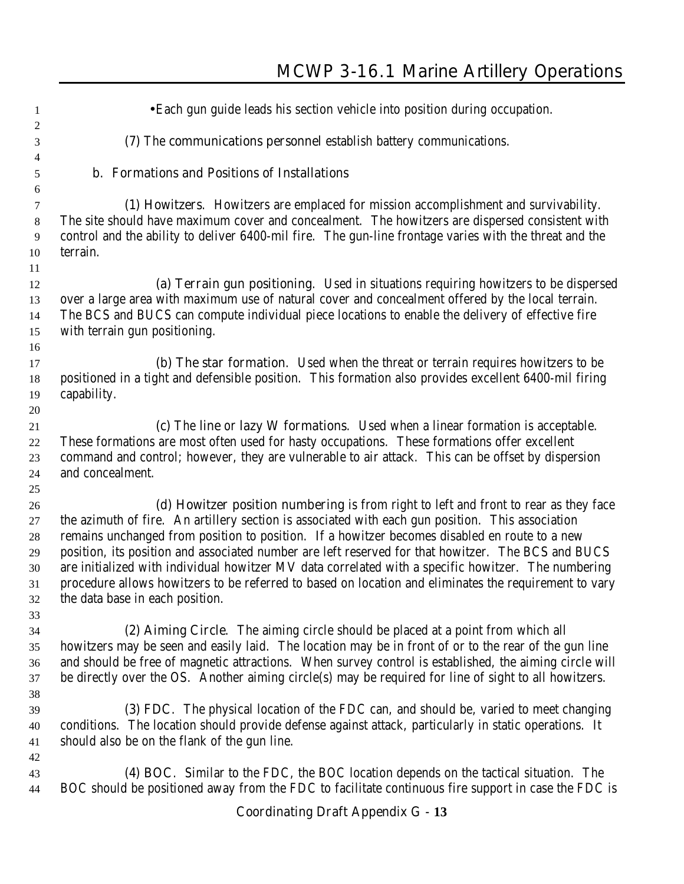- Each gun guide leads his section vehicle into position during occupation.

(7) The communications personnel establish battery communications.

b. Formations and Positions of Installations

(1) Howitzers. Howitzers are emplaced for mission accomplishment and survivability. The site should have maximum cover and concealment. The howitzers are dispersed consistent with control and the ability to deliver 6400-mil fire. The gun-line frontage varies with the threat and the terrain.

(a) Terrain gun positioning. Used in situations requiring howitzers to be dispersed over a large area with maximum use of natural cover and concealment offered by the local terrain. The BCS and BUCS can compute individual piece locations to enable the delivery of effective fire with terrain gun positioning.

(b) The star formation. Used when the threat or terrain requires howitzers to be positioned in a tight and defensible position. This formation also provides excellent 6400-mil firing capability.

(c) The line or lazy W formations. Used when a linear formation is acceptable. These formations are most often used for hasty occupations. These formations offer excellent command and control; however, they are vulnerable to air attack. This can be offset by dispersion and concealment.

(d) Howitzer position numbering is from right to left and front to rear as they face the azimuth of fire. An artillery section is associated with each gun position. This association remains unchanged from position to position. If a howitzer becomes disabled en route to a new position, its position and associated number are left reserved for that howitzer. The BCS and BUCS are initialized with individual howitzer MV data correlated with a specific howitzer. The numbering procedure allows howitzers to be referred to based on location and eliminates the requirement to vary the data base in each position.

(2) Aiming Circle. The aiming circle should be placed at a point from which all howitzers may be seen and easily laid. The location may be in front of or to the rear of the gun line and should be free of magnetic attractions. When survey control is established, the aiming circle will be directly over the OS. Another aiming circle(s) may be required for line of sight to all howitzers.

(3) FDC. The physical location of the FDC can, and should be, varied to meet changing conditions. The location should provide defense against attack, particularly in static operations. It should also be on the flank of the gun line.

(4) BOC. Similar to the FDC, the BOC location depends on the tactical situation. The BOC should be positioned away from the FDC to facilitate continuous fire support in case the FDC is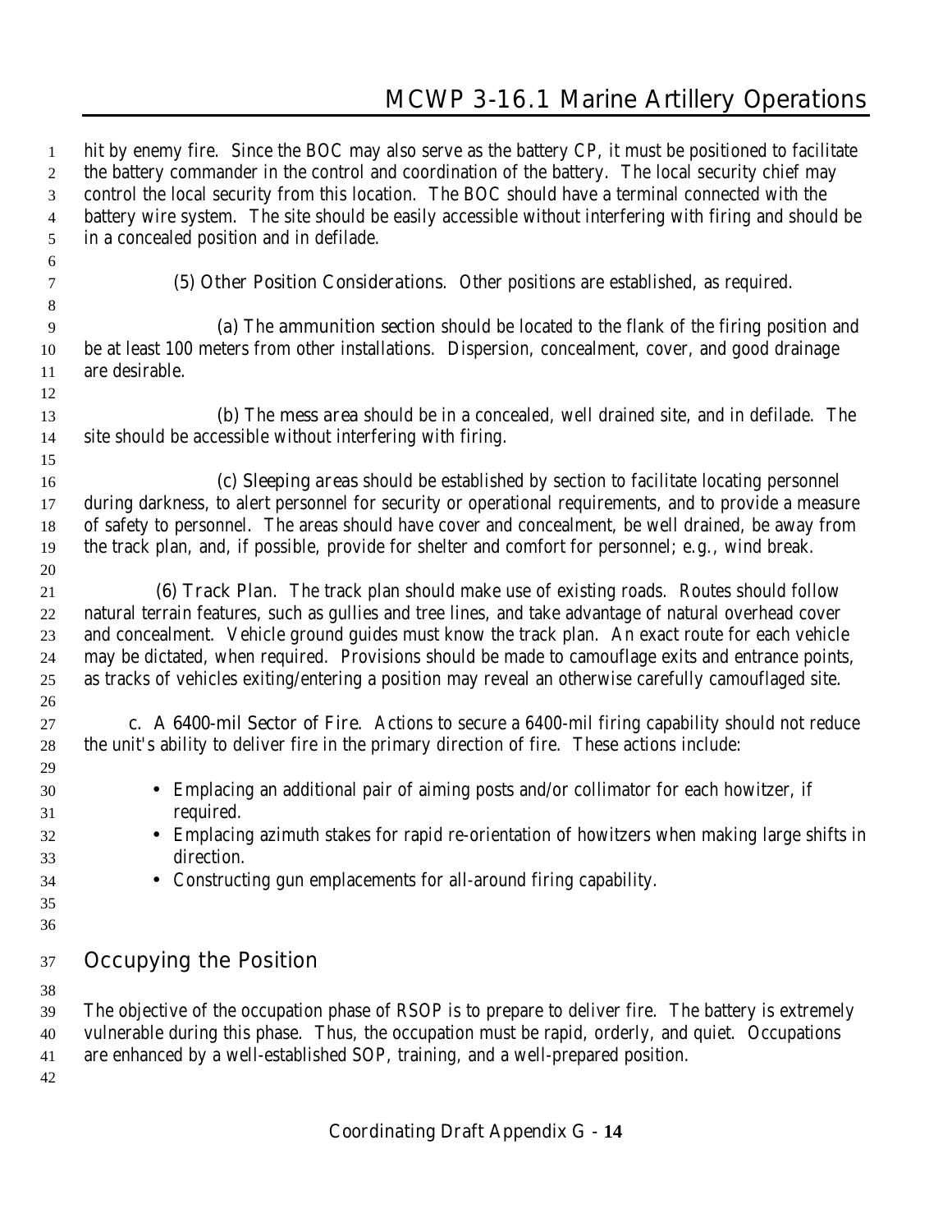hit by enemy fire. Since the BOC may also serve as the battery CP, it must be positioned to facilitate the battery commander in the control and coordination of the battery. The local security chief may control the local security from this location. The BOC should have a terminal connected with the battery wire system. The site should be easily accessible without interfering with firing and should be in a concealed position and in defilade.

(5) Other Position Considerations. Other positions are established, as required.

(a) The ammunition section should be located to the flank of the firing position and be at least 100 meters from other installations. Dispersion, concealment, cover, and good drainage are desirable.

(b) The mess area should be in a concealed, well drained site, and in defilade. The site should be accessible without interfering with firing.

(c) Sleeping areas should be established by section to facilitate locating personnel during darkness, to alert personnel for security or operational requirements, and to provide a measure of safety to personnel. The areas should have cover and concealment, be well drained, be away from the track plan, and, if possible, provide for shelter and comfort for personnel; e.g., wind break.

(6) Track Plan. The track plan should make use of existing roads. Routes should follow natural terrain features, such as gullies and tree lines, and take advantage of natural overhead cover and concealment. Vehicle ground guides must know the track plan. An exact route for each vehicle may be dictated, when required. Provisions should be made to camouflage exits and entrance points, as tracks of vehicles exiting/entering a position may reveal an otherwise carefully camouflaged site.

c. A 6400-mil Sector of Fire. Actions to secure a 6400-mil firing capability should not reduce the unit's ability to deliver fire in the primary direction of fire. These actions include:

- Emplacing an additional pair of aiming posts and/or collimator for each howitzer, if required.
- Emplacing azimuth stakes for rapid re-orientation of howitzers when making large shifts in direction.
- Constructing gun emplacements for all-around firing capability.

## Occupying the Position

The objective of the occupation phase of RSOP is to prepare to deliver fire. The battery is extremely vulnerable during this phase. Thus, the occupation must be rapid, orderly, and quiet. Occupations are enhanced by a well-established SOP, training, and a well-prepared position.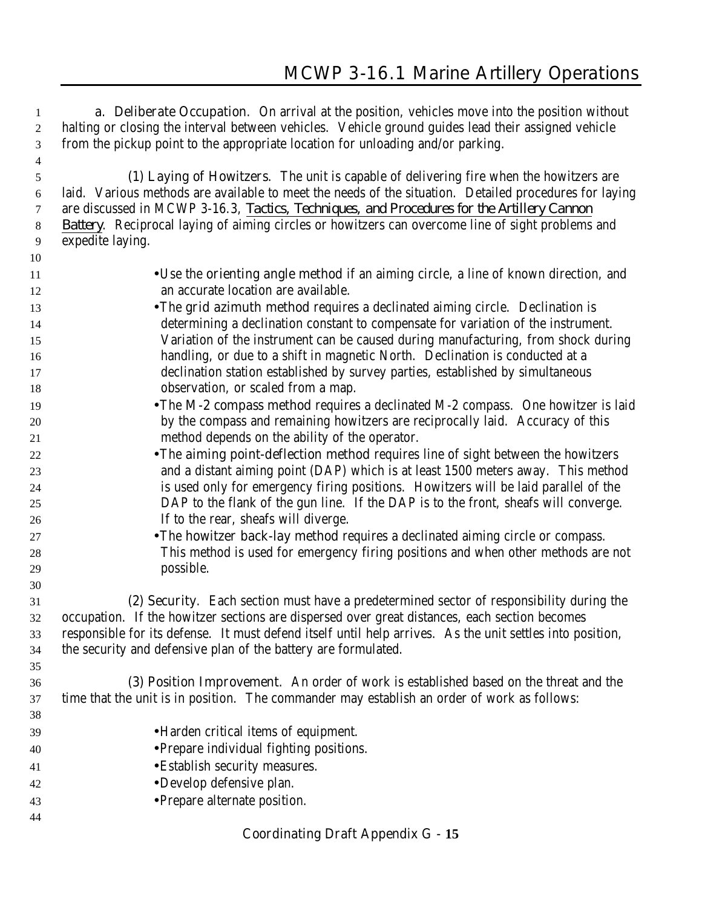**a. Deliberate Occupation.** On arrival at the position, vehicles move into the position without halting or closing the interval between vehicles. Vehicle ground guides lead their assigned vehicle from the pickup point to the appropriate location for unloading and/or parking.

**(1) Laying of Howitzers.** The unit is capable of delivering fire when the howitzers are laid. Various methods are available to meet the needs of the situation. Detailed procedures for laying are discussed in MCWP 3-16.3, *Tactics, Techniques, and Procedures for the Artillery Cannon Battery*. Reciprocal laying of aiming circles or howitzers can overcome line of sight problems and expedite laying.

- Use the orienting angle method if an aiming circle, a line of known direction, and an accurate location are available.
- The grid azimuth method requires a declinated aiming circle. Declination is determining a declination constant to compensate for variation of the instrument. Variation of the instrument can be caused during manufacturing, from shock during handling, or due to a shift in magnetic North. Declination is conducted at a declination station established by survey parties, established by simultaneous observation, or scaled from a map.
- The M-2 compass method requires a declinated M-2 compass. One howitzer is laid by the compass and remaining howitzers are reciprocally laid. Accuracy of this method depends on the ability of the operator.
- The aiming point-deflection method requires line of sight between the howitzers and a distant aiming point (DAP) which is at least 1500 meters away. This method is used only for emergency firing positions. Howitzers will be laid parallel of the DAP to the flank of the gun line. If the DAP is to the front, sheafs will converge. If to the rear, sheafs will diverge.
- The howitzer back-lay method requires a declinated aiming circle or compass. This method is used for emergency firing positions and when other methods are not possible.

**(2) Security.** Each section must have a predetermined sector of responsibility during the occupation. If the howitzer sections are dispersed over great distances, each section becomes responsible for its defense. It must defend itself until help arrives. As the unit settles into position, the security and defensive plan of the battery are formulated.

**(3) Position Improvement.** An order of work is established based on the threat and the time that the unit is in position. The commander may establish an order of work as follows:

- Harden critical items of equipment.
- Prepare individual fighting positions.
- Establish security measures.
- Develop defensive plan.
- Prepare alternate position.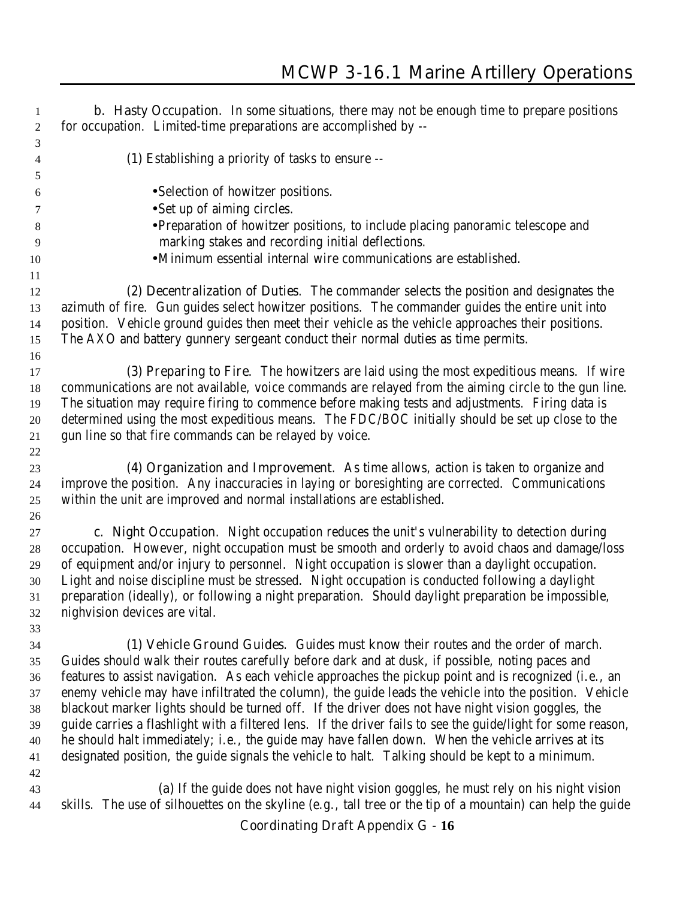b. Hasty Occupation. In some situations, there may not be enough time to prepare positions for occupation. Limited-time preparations are accomplished by --

(1) Establishing a priority of tasks to ensure --

- Selection of howitzer positions.
- Set up of aiming circles.
- Preparation of howitzer positions, to include placing panoramic telescope and marking stakes and recording initial deflections.
- Minimum essential internal wire communications are established.

(2) Decentralization of Duties. The commander selects the position and designates the azimuth of fire. Gun guides select howitzer positions. The commander guides the entire unit into position. Vehicle ground guides then meet their vehicle as the vehicle approaches their positions. The AXO and battery gunnery sergeant conduct their normal duties as time permits.

(3) Preparing to Fire. The howitzers are laid using the most expeditious means. If wire communications are not available, voice commands are relayed from the aiming circle to the gun line. The situation may require firing to commence before making tests and adjustments. Firing data is determined using the most expeditious means. The FDC/BOC initially should be set up close to the gun line so that fire commands can be relayed by voice.

(4) Organization and Improvement. As time allows, action is taken to organize and improve the position. Any inaccuracies in laying or boresighting are corrected. Communications within the unit are improved and normal installations are established.

c. Night Occupation. Night occupation reduces the unit's vulnerability to detection during occupation. However, night occupation must be smooth and orderly to avoid chaos and damage/loss of equipment and/or injury to personnel. Night occupation is slower than a daylight occupation. Light and noise discipline must be stressed. Night occupation is conducted following a daylight preparation (ideally), or following a night preparation. Should daylight preparation be impossible, nighvision devices are vital.

(1) Vehicle Ground Guides. Guides must know their routes and the order of march. Guides should walk their routes carefully before dark and at dusk, if possible, noting paces and features to assist navigation. As each vehicle approaches the pickup point and is recognized (i.e., an enemy vehicle may have infiltrated the column), the guide leads the vehicle into the position. Vehicle blackout marker lights should be turned off. If the driver does not have night vision goggles, the guide carries a flashlight with a filtered lens. If the driver fails to see the guide/light for some reason, he should halt immediately; i.e., the guide may have fallen down. When the vehicle arrives at its designated position, the guide signals the vehicle to halt. Talking should be kept to a minimum.

(a) If the guide does not have night vision goggles, he must rely on his night vision skills. The use of silhouettes on the skyline (e.g., tall tree or the tip of a mountain) can help the guide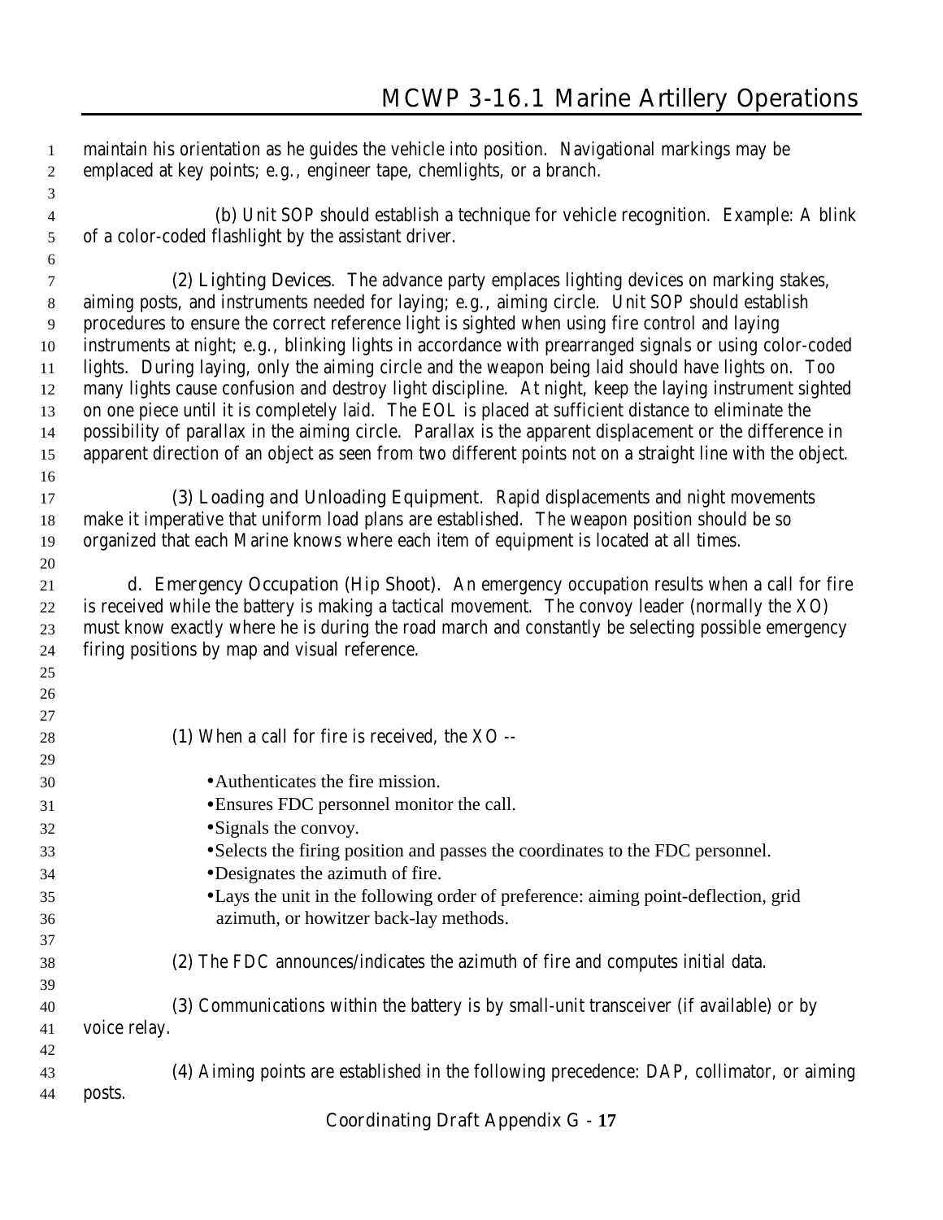maintain his orientation as he guides the vehicle into position. Navigational markings may be emplaced at key points; e.g., engineer tape, chemlights, or a branch.

(b) Unit SOP should establish a technique for vehicle recognition. Example: A blink of a color-coded flashlight by the assistant driver.

(2) Lighting Devices. The advance party emplaces lighting devices on marking stakes, aiming posts, and instruments needed for laying; e.g., aiming circle. Unit SOP should establish procedures to ensure the correct reference light is sighted when using fire control and laying instruments at night; e.g., blinking lights in accordance with prearranged signals or using color-coded lights. During laying, only the aiming circle and the weapon being laid should have lights on. Too many lights cause confusion and destroy light discipline. At night, keep the laying instrument sighted on one piece until it is completely laid. The EOL is placed at sufficient distance to eliminate the possibility of parallax in the aiming circle. Parallax is the apparent displacement or the difference in apparent direction of an object as seen from two different points not on a straight line with the object.

(3) Loading and Unloading Equipment. Rapid displacements and night movements make it imperative that uniform load plans are established. The weapon position should be so organized that each Marine knows where each item of equipment is located at all times.

d. Emergency Occupation (Hip Shoot). An emergency occupation results when a call for fire is received while the battery is making a tactical movement. The convoy leader (normally the XO) must know exactly where he is during the road march and constantly be selecting possible emergency firing positions by map and visual reference.

(1) When a call for fire is received, the XO --

- Authenticates the fire mission.
- Ensures FDC personnel monitor the call.
- Signals the convoy.
- Selects the firing position and passes the coordinates to the FDC personnel.
- Designates the azimuth of fire.
- Lays the unit in the following order of preference: aiming point-deflection, grid azimuth, or howitzer back-lay methods.

(2) The FDC announces/indicates the azimuth of fire and computes initial data.

(3) Communications within the battery is by small-unit transceiver (if available) or by voice relay.

(4) Aiming points are established in the following precedence: DAP, collimator, or aiming posts.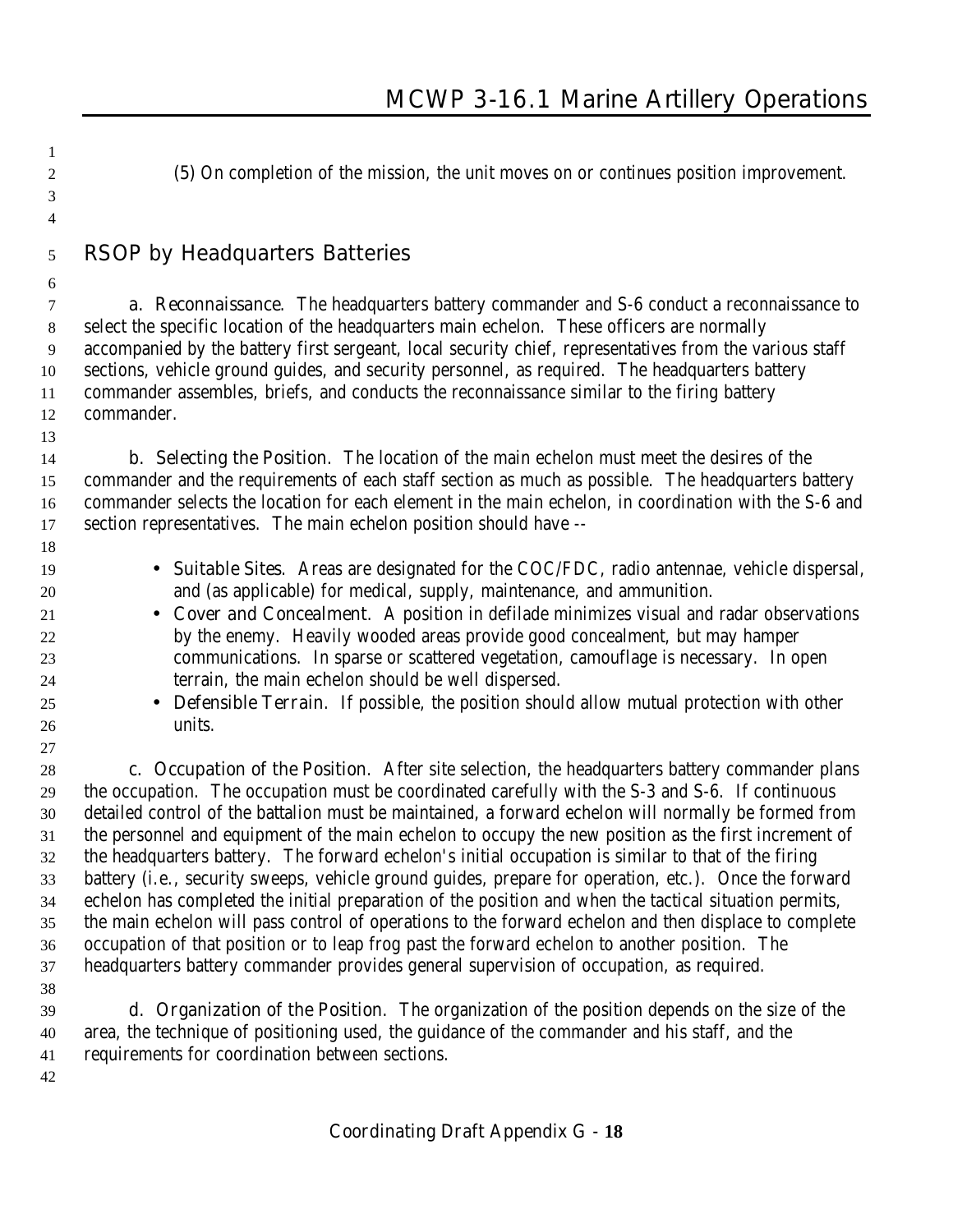(5) On completion of the mission, the unit moves on or continues position improvement.

## RSOP by Headquarters Batteries

**a. Reconnaissance**. The headquarters battery commander and S-6 conduct a reconnaissance to select the specific location of the headquarters main echelon. These officers are normally accompanied by the battery first sergeant, local security chief, representatives from the various staff sections, vehicle ground guides, and security personnel, as required. The headquarters battery commander assembles, briefs, and conducts the reconnaissance similar to the firing battery commander.

**b. Selecting the Position**. The location of the main echelon must meet the desires of the commander and the requirements of each staff section as much as possible. The headquarters battery commander selects the location for each element in the main echelon, in coordination with the S-6 and section representatives. The main echelon position should have --

- **Suitable Sites**. Areas are designated for the COC/FDC, radio antennae, vehicle dispersal, and (as applicable) for medical, supply, maintenance, and ammunition.
- **Cover and Concealment**. A position in defilade minimizes visual and radar observations by the enemy. Heavily wooded areas provide good concealment, but may hamper communications. In sparse or scattered vegetation, camouflage is necessary. In open terrain, the main echelon should be well dispersed.
- **Defensible Terrain**. If possible, the position should allow mutual protection with other units.

**c. Occupation of the Position**. After site selection, the headquarters battery commander plans the occupation. The occupation must be coordinated carefully with the S-3 and S-6. If continuous detailed control of the battalion must be maintained, a forward echelon will normally be formed from the personnel and equipment of the main echelon to occupy the new position as the first increment of the headquarters battery. The forward echelon's initial occupation is similar to that of the firing battery (i.e., security sweeps, vehicle ground guides, prepare for operation, etc.). Once the forward echelon has completed the initial preparation of the position and when the tactical situation permits, the main echelon will pass control of operations to the forward echelon and then displace to complete occupation of that position or to leap frog past the forward echelon to another position. The headquarters battery commander provides general supervision of occupation, as required.

**d. Organization of the Position**. The organization of the position depends on the size of the area, the technique of positioning used, the guidance of the commander and his staff, and the requirements for coordination between sections.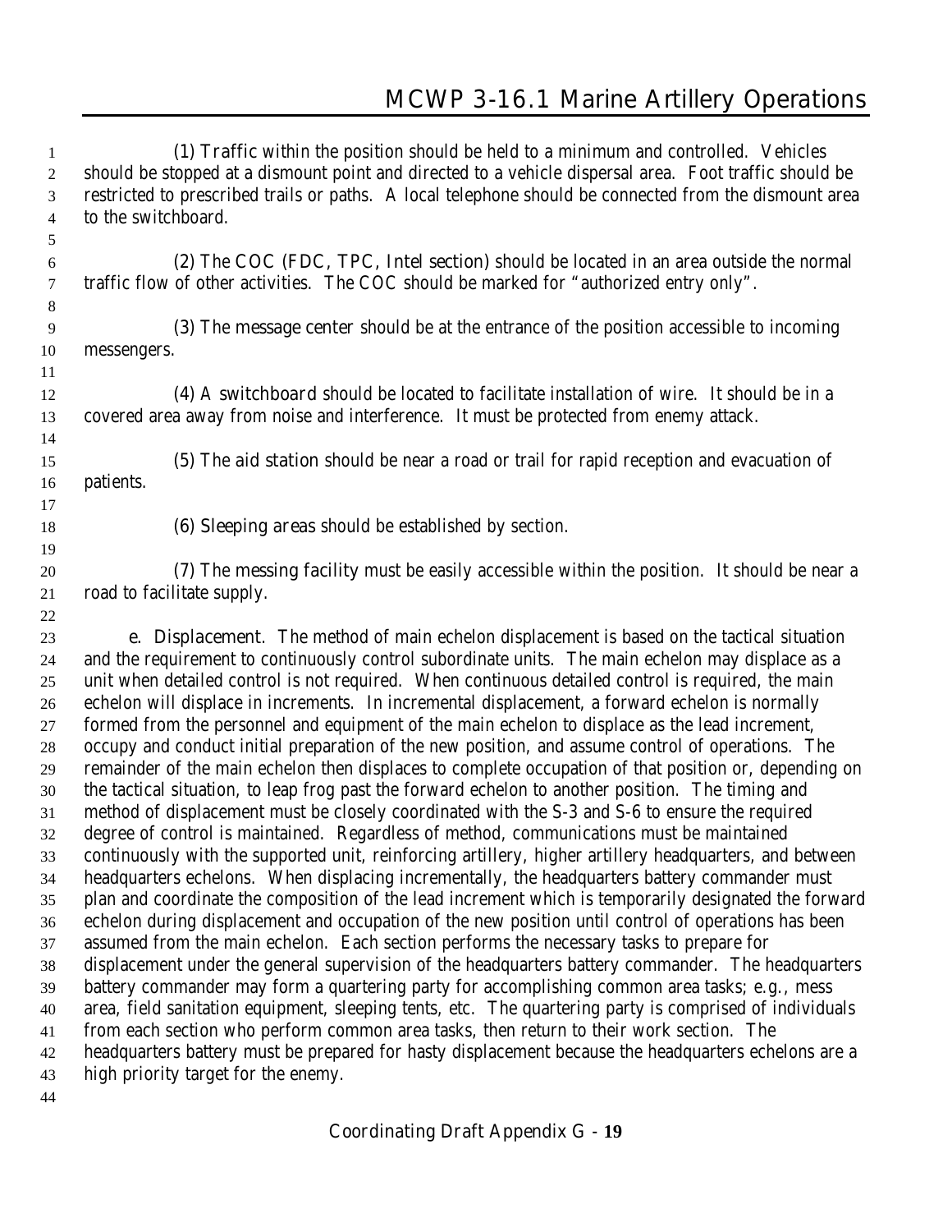(1) Traffic within the position should be held to a minimum and controlled. Vehicles should be stopped at a dismount point and directed to a vehicle dispersal area. Foot traffic should be restricted to prescribed trails or paths. A local telephone should be connected from the dismount area to the switchboard.

(2) The COC (FDC, TPC, Intel section) should be located in an area outside the normal traffic flow of other activities. The COC should be marked for "authorized entry only".

(3) The message center should be at the entrance of the position accessible to incoming messengers.

(4) A switchboard should be located to facilitate installation of wire. It should be in a covered area away from noise and interference. It must be protected from enemy attack.

(5) The aid station should be near a road or trail for rapid reception and evacuation of patients.

(6) Sleeping areas should be established by section.

(7) The messing facility must be easily accessible within the position. It should be near a road to facilitate supply.

e. Displacement. The method of main echelon displacement is based on the tactical situation and the requirement to continuously control subordinate units. The main echelon may displace as a unit when detailed control is not required. When continuous detailed control is required, the main echelon will displace in increments. In incremental displacement, a forward echelon is normally formed from the personnel and equipment of the main echelon to displace as the lead increment, occupy and conduct initial preparation of the new position, and assume control of operations. The remainder of the main echelon then displaces to complete occupation of that position or, depending on the tactical situation, to leap frog past the forward echelon to another position. The timing and method of displacement must be closely coordinated with the S-3 and S-6 to ensure the required degree of control is maintained. Regardless of method, communications must be maintained continuously with the supported unit, reinforcing artillery, higher artillery headquarters, and between headquarters echelons. When displacing incrementally, the headquarters battery commander must plan and coordinate the composition of the lead increment which is temporarily designated the forward echelon during displacement and occupation of the new position until control of operations has been assumed from the main echelon. Each section performs the necessary tasks to prepare for displacement under the general supervision of the headquarters battery commander. The headquarters battery commander may form a quartering party for accomplishing common area tasks; e.g., mess area, field sanitation equipment, sleeping tents, etc. The quartering party is comprised of individuals from each section who perform common area tasks, then return to their work section. The headquarters battery must be prepared for hasty displacement because the headquarters echelons are a high priority target for the enemy.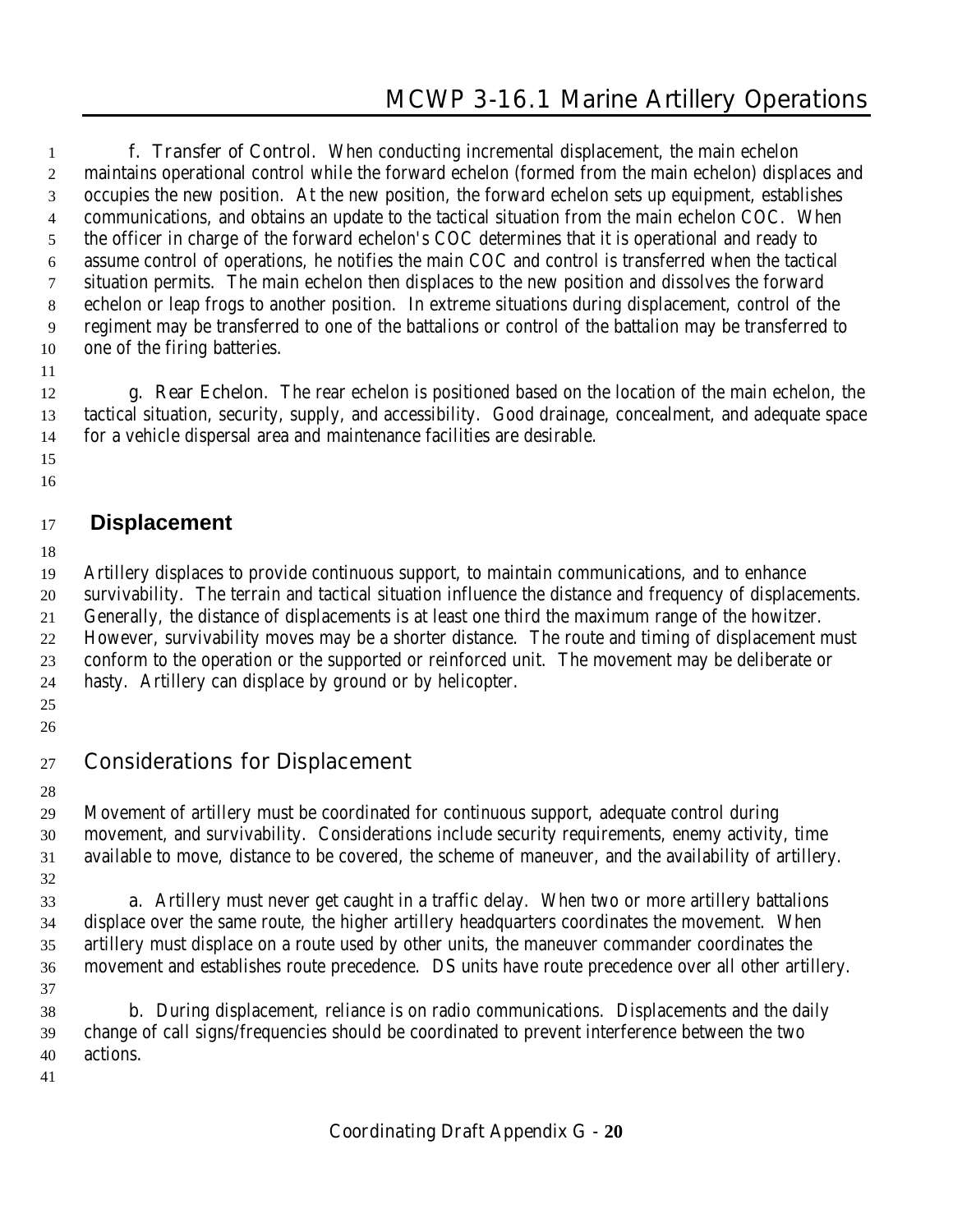f. Transfer of Control. When conducting incremental displacement, the main echelon maintains operational control while the forward echelon (formed from the main echelon) displaces and occupies the new position. At the new position, the forward echelon sets up equipment, establishes communications, and obtains an update to the tactical situation from the main echelon COC. When the officer in charge of the forward echelon's COC determines that it is operational and ready to assume control of operations, he notifies the main COC and control is transferred when the tactical situation permits. The main echelon then displaces to the new position and dissolves the forward echelon or leap frogs to another position. In extreme situations during displacement, control of the regiment may be transferred to one of the battalions or control of the battalion may be transferred to one of the firing batteries.

g. Rear Echelon. The rear echelon is positioned based on the location of the main echelon, the tactical situation, security, supply, and accessibility. Good drainage, concealment, and adequate space for a vehicle dispersal area and maintenance facilities are desirable.

## Displacement

Artillery displaces to provide continuous support, to maintain communications, and to enhance survivability. The terrain and tactical situation influence the distance and frequency of displacements. Generally, the distance of displacements is at least one third the maximum range of the howitzer. However, survivability moves may be a shorter distance. The route and timing of displacement must conform to the operation or the supported or reinforced unit. The movement may be deliberate or hasty. Artillery can displace by ground or by helicopter.

### Considerations for Displacement

Movement of artillery must be coordinated for continuous support, adequate control during movement, and survivability. Considerations include security requirements, enemy activity, time available to move, distance to be covered, the scheme of maneuver, and the availability of artillery.

a. Artillery must never get caught in a traffic delay. When two or more artillery battalions displace over the same route, the higher artillery headquarters coordinates the movement. When artillery must displace on a route used by other units, the maneuver commander coordinates the movement and establishes route precedence. DS units have route precedence over all other artillery.

b. During displacement, reliance is on radio communications. Displacements and the daily change of call signs/frequencies should be coordinated to prevent interference between the two actions.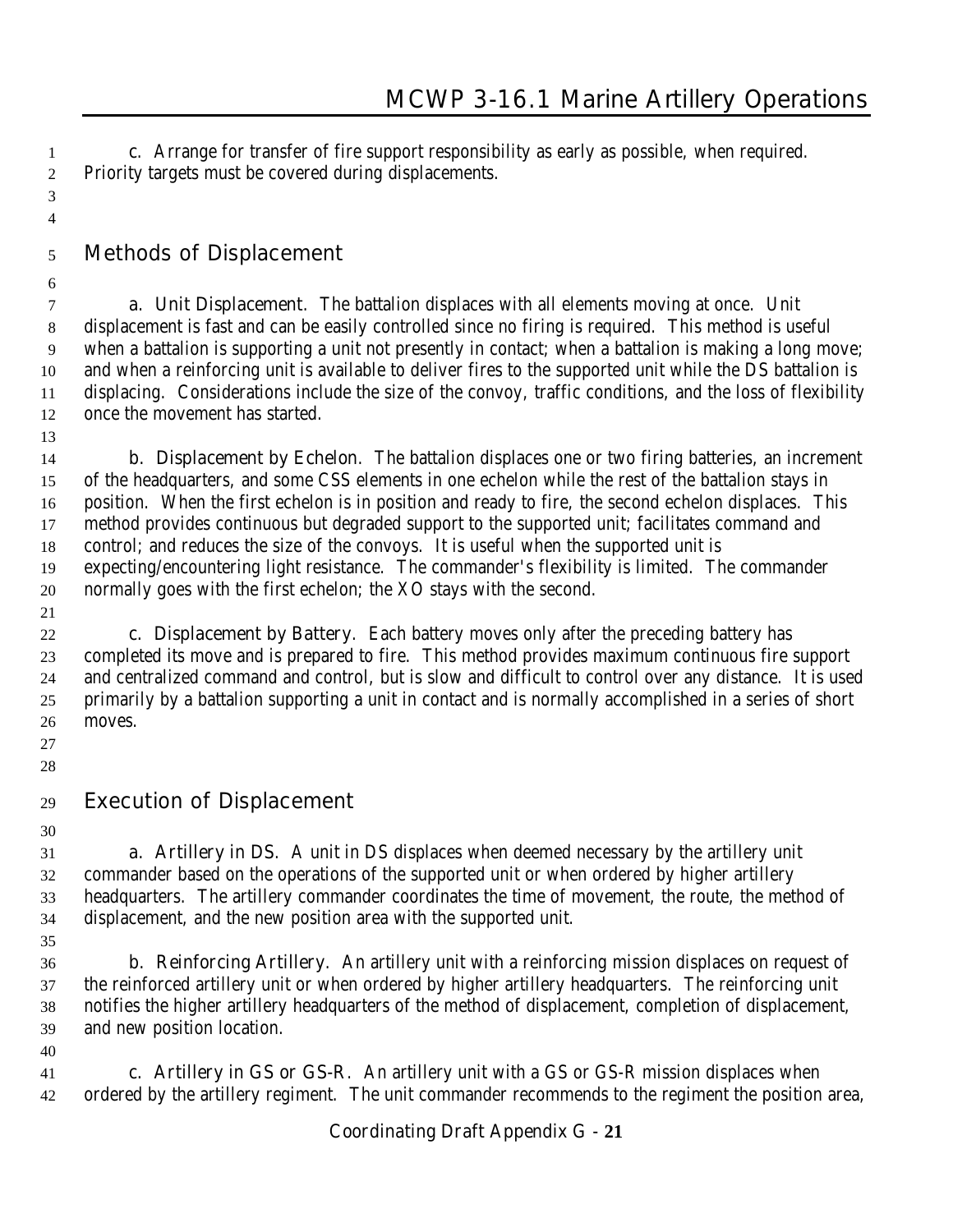c. Arrange for transfer of fire support responsibility as early as possible, when required. Priority targets must be covered during displacements.

## Methods of Displacement

a. **Unit Displacement.** The battalion displaces with all elements moving at once. Unit displacement is fast and can be easily controlled since no firing is required. This method is useful when a battalion is supporting a unit not presently in contact; when a battalion is making a long move; and when a reinforcing unit is available to deliver fires to the supported unit while the DS battalion is displacing. Considerations include the size of the convoy, traffic conditions, and the loss of flexibility once the movement has started.

b. **Displacement by Echelon.** The battalion displaces one or two firing batteries, an increment of the headquarters, and some CSS elements in one echelon while the rest of the battalion stays in position. When the first echelon is in position and ready to fire, the second echelon displaces. This method provides continuous but degraded support to the supported unit; facilitates command and control; and reduces the size of the convoys. It is useful when the supported unit is expecting/encountering light resistance. The commander's flexibility is limited. The commander normally goes with the first echelon; the XO stays with the second.

c. **Displacement by Battery.** Each battery moves only after the preceding battery has completed its move and is prepared to fire. This method provides maximum continuous fire support and centralized command and control, but is slow and difficult to control over any distance. It is used primarily by a battalion supporting a unit in contact and is normally accomplished in a series of short moves.

## Execution of Displacement

a. **Artillery in DS.** A unit in DS displaces when deemed necessary by the artillery unit commander based on the operations of the supported unit or when ordered by higher artillery headquarters. The artillery commander coordinates the time of movement, the route, the method of displacement, and the new position area with the supported unit.

b. **Reinforcing Artillery.** An artillery unit with a reinforcing mission displaces on request of the reinforced artillery unit or when ordered by higher artillery headquarters. The reinforcing unit notifies the higher artillery headquarters of the method of displacement, completion of displacement, and new position location.

c. **Artillery in GS or GS-R.** An artillery unit with a GS or GS-R mission displaces when ordered by the artillery regiment. The unit commander recommends to the regiment the position area,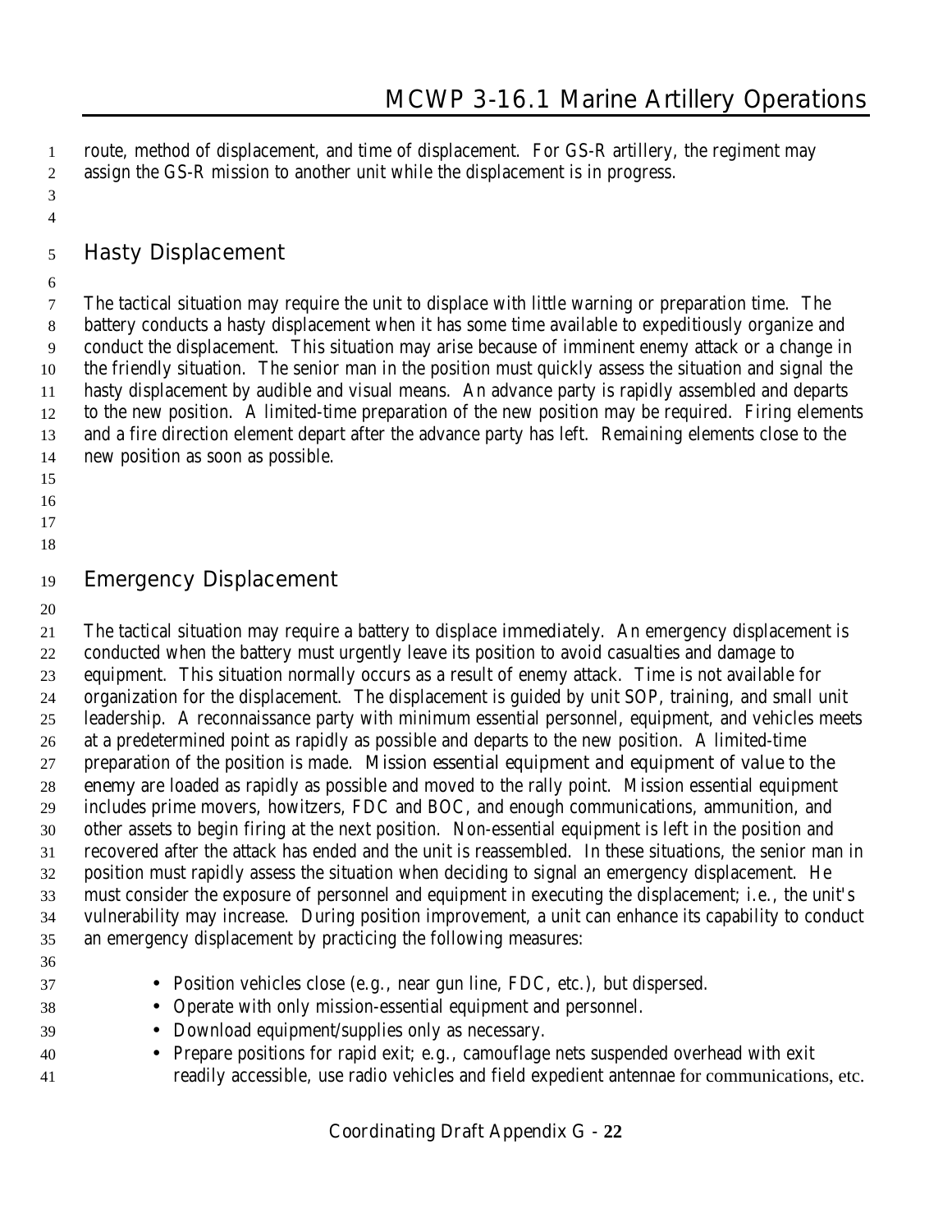route, method of displacement, and time of displacement. For GS-R artillery, the regiment may assign the GS-R mission to another unit while the displacement is in progress.

## Hasty Displacement

The tactical situation may require the unit to displace with little warning or preparation time. The battery conducts a hasty displacement when it has some time available to expeditiously organize and conduct the displacement. This situation may arise because of imminent enemy attack or a change in the friendly situation. The senior man in the position must quickly assess the situation and signal the hasty displacement by audible and visual means. An advance party is rapidly assembled and departs to the new position. A limited-time preparation of the new position may be required. Firing elements and a fire direction element depart after the advance party has left. Remaining elements close to the new position as soon as possible.

## Emergency Displacement

The tactical situation may require a battery to displace immediately. An emergency displacement is conducted when the battery must urgently leave its position to avoid casualties and damage to equipment. This situation normally occurs as a result of enemy attack. Time is not available for organization for the displacement. The displacement is guided by unit SOP, training, and small unit leadership. A reconnaissance party with minimum essential personnel, equipment, and vehicles meets at a predetermined point as rapidly as possible and departs to the new position. A limited-time preparation of the position is made. Mission essential equipment and equipment of value to the enemy are loaded as rapidly as possible and moved to the rally point. Mission essential equipment includes prime movers, howitzers, FDC and BOC, and enough communications, ammunition, and other assets to begin firing at the next position. Non-essential equipment is left in the position and recovered after the attack has ended and the unit is reassembled. In these situations, the senior man in position must rapidly assess the situation when deciding to signal an emergency displacement. He must consider the exposure of personnel and equipment in executing the displacement; i.e., the unit's vulnerability may increase. During position improvement, a unit can enhance its capability to conduct an emergency displacement by practicing the following measures:

- Position vehicles close (e.g., near gun line, FDC, etc.), but dispersed.
- Operate with only mission-essential equipment and personnel.
- Download equipment/supplies only as necessary.
- Prepare positions for rapid exit; e.g., camouflage nets suspended overhead with exit readily accessible, use radio vehicles and field expedient antennae for communications, etc.